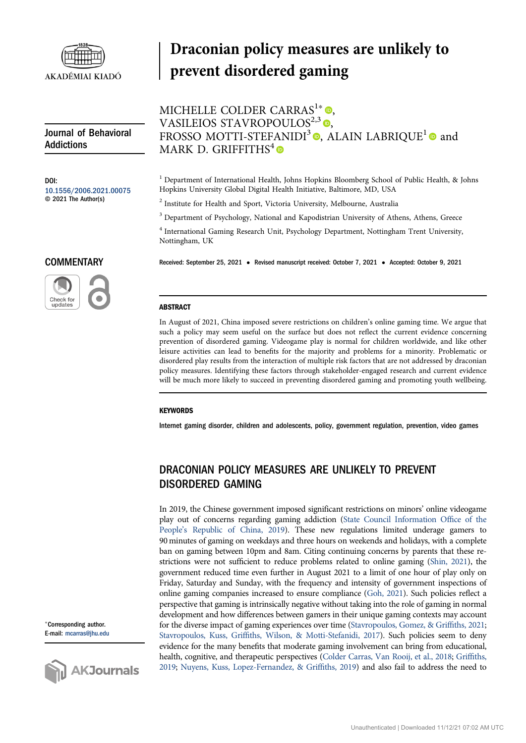# Draconian policy measures are unlikely to prevent disordered gaming

MICHELLE COLDER CARRAS[1*], VASILEIOS STAVROPOULOS[2,3], FROSSO MOTTI-STEFANIDI[3], ALAIN LABRIQUE[1] and MARK D. GRIFFITHS[4]

[1] Department of International Health, Johns Hopkins Bloomberg School of Public Health, & Johns Hopkins University Global Digital Health Initiative, Baltimore, MD, USA

[2] Institute for Health and Sport, Victoria University, Melbourne, Australia

[3] Department of Psychology, National and Kapodistrian University of Athens, Athens, Greece

[4] International Gaming Research Unit, Psychology Department, Nottingham Trent University, Nottingham, UK

Journal of Behavioral Addictions

DOI: 10.1556/2006.2021.00075
© 2021 The Author(s)

COMMENTARY

Received: September 25, 2021 • Revised manuscript received: October 7, 2021 • Accepted: October 9, 2021

*Corresponding author. E-mail: mcarras@jhu.edu

## ABSTRACT

In August of 2021, China imposed severe restrictions on children's online gaming time. We argue that such a policy may seem useful on the surface but does not reflect the current evidence concerning prevention of disordered gaming. Videogame play is normal for children worldwide, and like other leisure activities can lead to benefits for the majority and problems for a minority. Problematic or disordered play results from the interaction of multiple risk factors that are not addressed by draconian policy measures. Identifying these factors through stakeholder-engaged research and current evidence will be much more likely to succeed in preventing disordered gaming and promoting youth wellbeing.

## KEYWORDS

Internet gaming disorder, children and adolescents, policy, government regulation, prevention, video games

## DRACONIAN POLICY MEASURES ARE UNLIKELY TO PREVENT DISORDERED GAMING

In 2019, the Chinese government imposed significant restrictions on minors' online videogame play out of concerns regarding gaming addiction (State Council Information Office of the People's Republic of China, 2019). These new regulations limited underage gamers to 90 minutes of gaming on weekdays and three hours on weekends and holidays, with a complete ban on gaming between 10pm and 8am. Citing continuing concerns by parents that these restrictions were not sufficient to reduce problems related to online gaming (Shin, 2021), the government reduced time even further in August 2021 to a limit of one hour of play only on Friday, Saturday and Sunday, with the frequency and intensity of government inspections of online gaming companies increased to ensure compliance (Goh, 2021). Such policies reflect a perspective that gaming is intrinsically negative without taking into the role of gaming in normal development and how differences between gamers in their unique gaming contexts may account for the diverse impact of gaming experiences over time (Stavropoulos, Gomez, & Griffiths, 2021; Stavropoulos, Kuss, Griffiths, Wilson, & Motti-Stefanidi, 2017). Such policies seem to deny evidence for the many benefits that moderate gaming involvement can bring from educational, health, cognitive, and therapeutic perspectives (Colder Carras, Van Rooij, et al., 2018; Griffiths, 2019; Nuyens, Kuss, Lopez-Fernandez, & Griffiths, 2019) and also fail to address the need to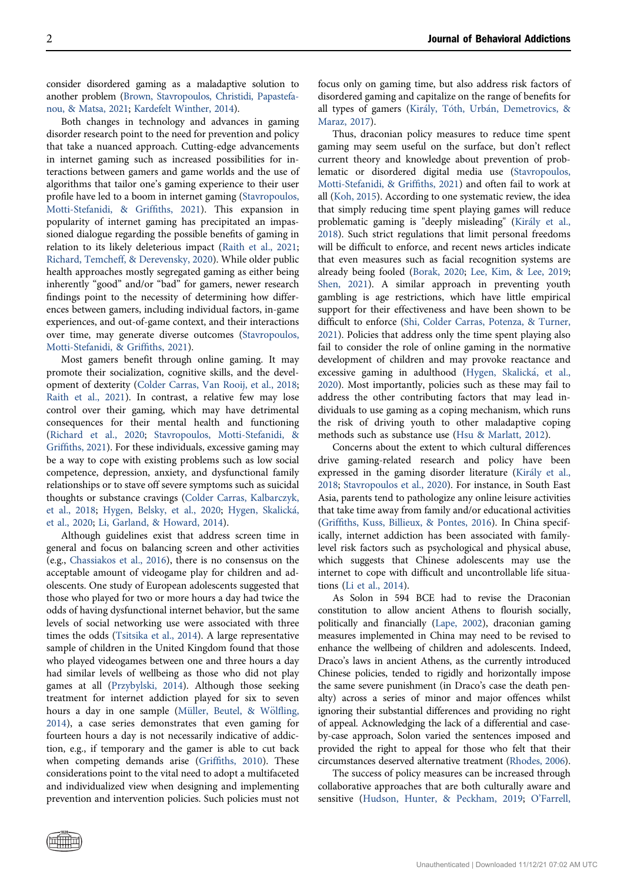consider disordered gaming as a maladaptive solution to another problem (Brown, Stavropoulos, Christidi, Papastefanou, & Matsa, 2021; Kardefelt Winther, 2014).

Both changes in technology and advances in gaming disorder research point to the need for prevention and policy that take a nuanced approach. Cutting-edge advancements in internet gaming such as increased possibilities for interactions between gamers and game worlds and the use of algorithms that tailor one's gaming experience to their user profile have led to a boom in internet gaming (Stavropoulos, Motti-Stefanidi, & Griffiths, 2021). This expansion in popularity of internet gaming has precipitated an impassioned dialogue regarding the possible benefits of gaming in relation to its likely deleterious impact (Raith et al., 2021; Richard, Temcheff, & Derevensky, 2020). While older public health approaches mostly segregated gaming as either being inherently "good" and/or "bad" for gamers, newer research findings point to the necessity of determining how differences between gamers, including individual factors, in-game experiences, and out-of-game context, and their interactions over time, may generate diverse outcomes (Stavropoulos, Motti-Stefanidi, & Griffiths, 2021).

Most gamers benefit through online gaming. It may promote their socialization, cognitive skills, and the development of dexterity (Colder Carras, Van Rooij, et al., 2018; Raith et al., 2021). In contrast, a relative few may lose control over their gaming, which may have detrimental consequences for their mental health and functioning (Richard et al., 2020; Stavropoulos, Motti-Stefanidi, & Griffiths, 2021). For these individuals, excessive gaming may be a way to cope with existing problems such as low social competence, depression, anxiety, and dysfunctional family relationships or to stave off severe symptoms such as suicidal thoughts or substance cravings (Colder Carras, Kalbarczyk, et al., 2018; Hygen, Belsky, et al., 2020; Hygen, Skalická, et al., 2020; Li, Garland, & Howard, 2014).

Although guidelines exist that address screen time in general and focus on balancing screen and other activities (e.g., Chassiakos et al., 2016), there is no consensus on the acceptable amount of videogame play for children and adolescents. One study of European adolescents suggested that those who played for two or more hours a day had twice the odds of having dysfunctional internet behavior, but the same levels of social networking use were associated with three times the odds (Tsitsika et al., 2014). A large representative sample of children in the United Kingdom found that those who played videogames between one and three hours a day had similar levels of wellbeing as those who did not play games at all (Przybylski, 2014). Although those seeking treatment for internet addiction played for six to seven hours a day in one sample (Müller, Beutel, & Wölfling, 2014), a case series demonstrates that even gaming for fourteen hours a day is not necessarily indicative of addiction, e.g., if temporary and the gamer is able to cut back when competing demands arise (Griffiths, 2010). These considerations point to the vital need to adopt a multifaceted and individualized view when designing and implementing prevention and intervention policies. Such policies must not focus only on gaming time, but also address risk factors of disordered gaming and capitalize on the range of benefits for all types of gamers (Király, Tóth, Urbán, Demetrovics, & Maraz, 2017).

Thus, draconian policy measures to reduce time spent gaming may seem useful on the surface, but don't reflect current theory and knowledge about prevention of problematic or disordered digital media use (Stavropoulos, Motti-Stefanidi, & Griffiths, 2021) and often fail to work at all (Koh, 2015). According to one systematic review, the idea that simply reducing time spent playing games will reduce problematic gaming is "deeply misleading" (Király et al., 2018). Such strict regulations that limit personal freedoms will be difficult to enforce, and recent news articles indicate that even measures such as facial recognition systems are already being fooled (Borak, 2020; Lee, Kim, & Lee, 2019; Shen, 2021). A similar approach in preventing youth gambling is age restrictions, which have little empirical support for their effectiveness and have been shown to be difficult to enforce (Shi, Colder Carras, Potenza, & Turner, 2021). Policies that address only the time spent playing also fail to consider the role of online gaming in the normative development of children and may provoke reactance and excessive gaming in adulthood (Hygen, Skalická, et al., 2020). Most importantly, policies such as these may fail to address the other contributing factors that may lead individuals to use gaming as a coping mechanism, which runs the risk of driving youth to other maladaptive coping methods such as substance use (Hsu & Marlatt, 2012).

Concerns about the extent to which cultural differences drive gaming-related research and policy have been expressed in the gaming disorder literature (Király et al., 2018; Stavropoulos et al., 2020). For instance, in South East Asia, parents tend to pathologize any online leisure activities that take time away from family and/or educational activities (Griffiths, Kuss, Billieux, & Pontes, 2016). In China specifically, internet addiction has been associated with family-level risk factors such as psychological and physical abuse, which suggests that Chinese adolescents may use the internet to cope with difficult and uncontrollable life situations (Li et al., 2014).

As Solon in 594 BCE had to revise the Draconian constitution to allow ancient Athens to flourish socially, politically and financially (Lape, 2002), draconian gaming measures implemented in China may need to be revised to enhance the wellbeing of children and adolescents. Indeed, Draco's laws in ancient Athens, as the currently introduced Chinese policies, tended to rigidly and horizontally impose the same severe punishment (in Draco's case the death penalty) across a series of minor and major offences whilst ignoring their substantial differences and providing no right of appeal. Acknowledging the lack of a differential and case-by-case approach, Solon varied the sentences imposed and provided the right to appeal for those who felt that their circumstances deserved alternative treatment (Rhodes, 2006).

The success of policy measures can be increased through collaborative approaches that are both culturally aware and sensitive (Hudson, Hunter, & Peckham, 2019; O'Farrell,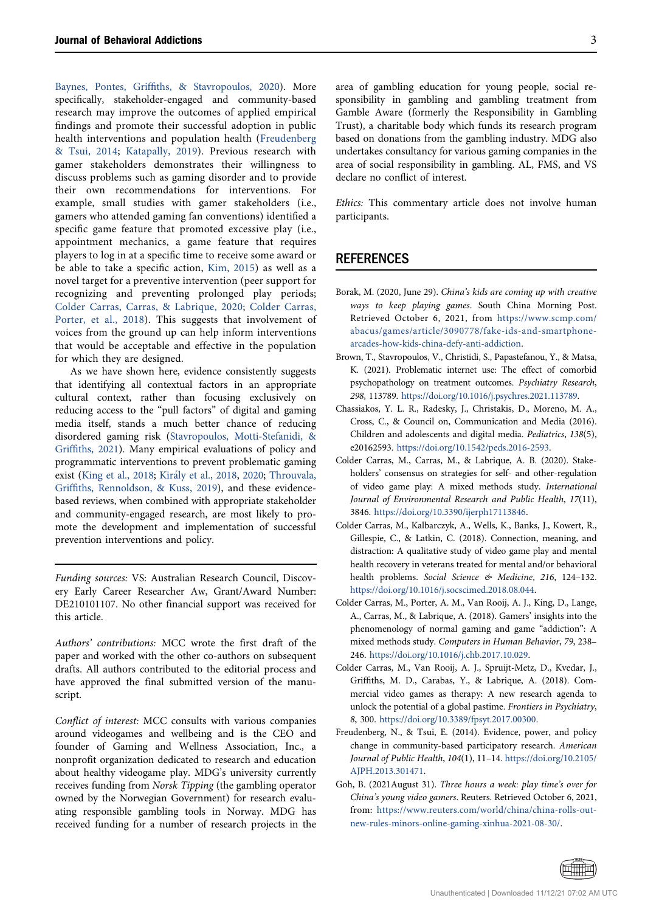Baynes, Pontes, Griffiths, & Stavropoulos, 2020). More specifically, stakeholder-engaged and community-based research may improve the outcomes of applied empirical findings and promote their successful adoption in public health interventions and population health (Freudenberg & Tsui, 2014; Katapally, 2019). Previous research with gamer stakeholders demonstrates their willingness to discuss problems such as gaming disorder and to provide their own recommendations for interventions. For example, small studies with gamer stakeholders (i.e., gamers who attended gaming fan conventions) identified a specific game feature that promoted excessive play (i.e., appointment mechanics, a game feature that requires players to log in at a specific time to receive some award or be able to take a specific action, Kim, 2015) as well as a novel target for a preventive intervention (peer support for recognizing and preventing prolonged play periods; Colder Carras, Carras, & Labrique, 2020; Colder Carras, Porter, et al., 2018). This suggests that involvement of voices from the ground up can help inform interventions that would be acceptable and effective in the population for which they are designed.

As we have shown here, evidence consistently suggests that identifying all contextual factors in an appropriate cultural context, rather than focusing exclusively on reducing access to the "pull factors" of digital and gaming media itself, stands a much better chance of reducing disordered gaming risk (Stavropoulos, Motti-Stefanidi, & Griffiths, 2021). Many empirical evaluations of policy and programmatic interventions to prevent problematic gaming exist (King et al., 2018; Király et al., 2018, 2020; Throuvala, Griffiths, Rennoldson, & Kuss, 2019), and these evidence-based reviews, when combined with appropriate stakeholder and community-engaged research, are most likely to promote the development and implementation of successful prevention interventions and policy.

---

*Funding sources:* VS: Australian Research Council, Discovery Early Career Researcher Aw, Grant/Award Number: DE210101107. No other financial support was received for this article.

*Authors' contributions:* MCC wrote the first draft of the paper and worked with the other co-authors on subsequent drafts. All authors contributed to the editorial process and have approved the final submitted version of the manuscript.

*Conflict of interest:* MCC consults with various companies around videogames and wellbeing and is the CEO and founder of Gaming and Wellness Association, Inc., a nonprofit organization dedicated to research and education about healthy videogame play. MDG's university currently receives funding from *Norsk Tipping* (the gambling operator owned by the Norwegian Government) for research evaluating responsible gambling tools in Norway. MDG has received funding for a number of research projects in the area of gambling education for young people, social responsibility in gambling and gambling treatment from Gamble Aware (formerly the Responsibility in Gambling Trust), a charitable body which funds its research program based on donations from the gambling industry. MDG also undertakes consultancy for various gaming companies in the area of social responsibility in gambling. AL, FMS, and VS declare no conflict of interest.

*Ethics:* This commentary article does not involve human participants.

## REFERENCES

Borak, M. (2020, June 29). *China's kids are coming up with creative ways to keep playing games*. South China Morning Post. Retrieved October 6, 2021, from https://www.scmp.com/abacus/games/article/3090778/fake-ids-and-smartphone-arcades-how-kids-china-defy-anti-addiction.

Brown, T., Stavropoulos, V., Christidi, S., Papastefanou, Y., & Matsa, K. (2021). Problematic internet use: The effect of comorbid psychopathology on treatment outcomes. *Psychiatry Research*, *298*, 113789. https://doi.org/10.1016/j.psychres.2021.113789.

Chassiakos, Y. L. R., Radesky, J., Christakis, D., Moreno, M. A., Cross, C., & Council on, Communication and Media (2016). Children and adolescents and digital media. *Pediatrics*, *138*(5), e20162593. https://doi.org/10.1542/peds.2016-2593.

Colder Carras, M., Carras, M., & Labrique, A. B. (2020). Stakeholders' consensus on strategies for self- and other-regulation of video game play: A mixed methods study. *International Journal of Environmental Research and Public Health*, *17*(11), 3846. https://doi.org/10.3390/ijerph17113846.

Colder Carras, M., Kalbarczyk, A., Wells, K., Banks, J., Kowert, R., Gillespie, C., & Latkin, C. (2018). Connection, meaning, and distraction: A qualitative study of video game play and mental health recovery in veterans treated for mental and/or behavioral health problems. *Social Science & Medicine*, *216*, 124–132. https://doi.org/10.1016/j.socscimed.2018.08.044.

Colder Carras, M., Porter, A. M., Van Rooij, A. J., King, D., Lange, A., Carras, M., & Labrique, A. (2018). Gamers' insights into the phenomenology of normal gaming and game "addiction": A mixed methods study. *Computers in Human Behavior*, *79*, 238–246. https://doi.org/10.1016/j.chb.2017.10.029.

Colder Carras, M., Van Rooij, A. J., Spruijt-Metz, D., Kvedar, J., Griffiths, M. D., Carabas, Y., & Labrique, A. (2018). Commercial video games as therapy: A new research agenda to unlock the potential of a global pastime. *Frontiers in Psychiatry*, *8*, 300. https://doi.org/10.3389/fpsyt.2017.00300.

Freudenberg, N., & Tsui, E. (2014). Evidence, power, and policy change in community-based participatory research. *American Journal of Public Health*, *104*(1), 11–14. https://doi.org/10.2105/AJPH.2013.301471.

Goh, B. (2021August 31). *Three hours a week: play time's over for China's young video gamers*. Reuters. Retrieved October 6, 2021, from: https://www.reuters.com/world/china/china-rolls-out-new-rules-minors-online-gaming-xinhua-2021-08-30/.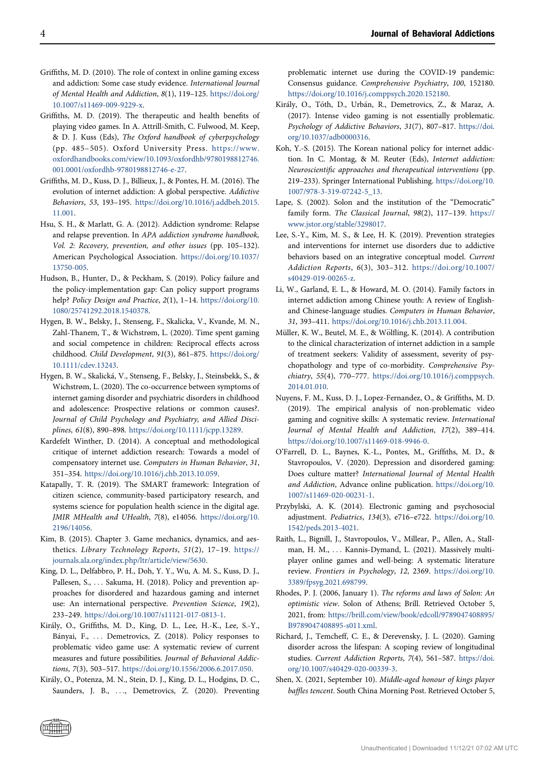Griffiths, M. D. (2010). The role of context in online gaming excess and addiction: Some case study evidence. *International Journal of Mental Health and Addiction*, *8*(1), 119–125. https://doi.org/10.1007/s11469-009-9229-x.

Griffiths, M. D. (2019). The therapeutic and health benefits of playing video games. In A. Attrill-Smith, C. Fulwood, M. Keep, & D. J. Kuss (Eds), *The Oxford handbook of cyberpsychology* (pp. 485–505). Oxford University Press. https://www.oxfordhandbooks.com/view/10.1093/oxfordhb/9780198812746.001.0001/oxfordhb-9780198812746-e-27.

Griffiths, M. D., Kuss, D. J., Billieux, J., & Pontes, H. M. (2016). The evolution of internet addiction: A global perspective. *Addictive Behaviors*, *53*, 193–195. https://doi.org/10.1016/j.addbeh.2015.11.001.

Hsu, S. H., & Marlatt, G. A. (2012). Addiction syndrome: Relapse and relapse prevention. In *APA addiction syndrome handbook, Vol. 2: Recovery, prevention, and other issues* (pp. 105–132). American Psychological Association. https://doi.org/10.1037/13750-005.

Hudson, B., Hunter, D., & Peckham, S. (2019). Policy failure and the policy-implementation gap: Can policy support programs help? *Policy Design and Practice*, *2*(1), 1–14. https://doi.org/10.1080/25741292.2018.1540378.

Hygen, B. W., Belsky, J., Stenseng, F., Skalicka, V., Kvande, M. N., Zahl-Thanem, T., & Wichstrøm, L. (2020). Time spent gaming and social competence in children: Reciprocal effects across childhood. *Child Development*, *91*(3), 861–875. https://doi.org/10.1111/cdev.13243.

Hygen, B. W., Skalická, V., Stenseng, F., Belsky, J., Steinsbekk, S., & Wichstrøm, L. (2020). The co-occurrence between symptoms of internet gaming disorder and psychiatric disorders in childhood and adolescence: Prospective relations or common causes?. *Journal of Child Psychology and Psychiatry, and Allied Disciplines*, *61*(8), 890–898. https://doi.org/10.1111/jcpp.13289.

Kardefelt Winther, D. (2014). A conceptual and methodological critique of internet addiction research: Towards a model of compensatory internet use. *Computers in Human Behavior*, *31*, 351–354. https://doi.org/10.1016/j.chb.2013.10.059.

Katapally, T. R. (2019). The SMART framework: Integration of citizen science, community-based participatory research, and systems science for population health science in the digital age. *JMIR MHealth and UHealth*, *7*(8), e14056. https://doi.org/10.2196/14056.

Kim, B. (2015). Chapter 3. Game mechanics, dynamics, and aesthetics. *Library Technology Reports*, *51*(2), 17–19. https://journals.ala.org/index.php/ltr/article/view/5630.

King, D. L., Delfabbro, P. H., Doh, Y. Y., Wu, A. M. S., Kuss, D. J., Pallesen, S., . . . Sakuma, H. (2018). Policy and prevention approaches for disordered and hazardous gaming and internet use: An international perspective. *Prevention Science*, *19*(2), 233–249. https://doi.org/10.1007/s11121-017-0813-1.

Király, O., Griffiths, M. D., King, D. L., Lee, H.-K., Lee, S.-Y., Bányai, F., . . . Demetrovics, Z. (2018). Policy responses to problematic video game use: A systematic review of current measures and future possibilities. *Journal of Behavioral Addictions*, *7*(3), 503–517. https://doi.org/10.1556/2006.6.2017.050.

Király, O., Potenza, M. N., Stein, D. J., King, D. L., Hodgins, D. C., Saunders, J. B., . . ., Demetrovics, Z. (2020). Preventing problematic internet use during the COVID-19 pandemic: Consensus guidance. *Comprehensive Psychiatry*, *100*, 152180. https://doi.org/10.1016/j.comppsych.2020.152180.

Király, O., Tóth, D., Urbán, R., Demetrovics, Z., & Maraz, A. (2017). Intense video gaming is not essentially problematic. *Psychology of Addictive Behaviors*, *31*(7), 807–817. https://doi.org/10.1037/adb0000316.

Koh, Y.-S. (2015). The Korean national policy for internet addiction. In C. Montag, & M. Reuter (Eds), *Internet addiction: Neuroscientific approaches and therapeutical interventions* (pp. 219–233). Springer International Publishing. https://doi.org/10.1007/978-3-319-07242-5_13.

Lape, S. (2002). Solon and the institution of the "Democratic" family form. *The Classical Journal*, *98*(2), 117–139. https://www.jstor.org/stable/3298017.

Lee, S.-Y., Kim, M. S., & Lee, H. K. (2019). Prevention strategies and interventions for internet use disorders due to addictive behaviors based on an integrative conceptual model. *Current Addiction Reports*, *6*(3), 303–312. https://doi.org/10.1007/s40429-019-00265-z.

Li, W., Garland, E. L., & Howard, M. O. (2014). Family factors in internet addiction among Chinese youth: A review of English- and Chinese-language studies. *Computers in Human Behavior*, *31*, 393–411. https://doi.org/10.1016/j.chb.2013.11.004.

Müller, K. W., Beutel, M. E., & Wölfling, K. (2014). A contribution to the clinical characterization of internet addiction in a sample of treatment seekers: Validity of assessment, severity of psychopathology and type of co-morbidity. *Comprehensive Psychiatry*, *55*(4), 770–777. https://doi.org/10.1016/j.comppsych.2014.01.010.

Nuyens, F. M., Kuss, D. J., Lopez-Fernandez, O., & Griffiths, M. D. (2019). The empirical analysis of non-problematic video gaming and cognitive skills: A systematic review. *International Journal of Mental Health and Addiction*, *17*(2), 389–414. https://doi.org/10.1007/s11469-018-9946-0.

O'Farrell, D. L., Baynes, K.-L., Pontes, M., Griffiths, M. D., & Stavropoulos, V. (2020). Depression and disordered gaming: Does culture matter? *International Journal of Mental Health and Addiction*, Advance online publication. https://doi.org/10.1007/s11469-020-00231-1.

Przybylski, A. K. (2014). Electronic gaming and psychosocial adjustment. *Pediatrics*, *134*(3), e716–e722. https://doi.org/10.1542/peds.2013-4021.

Raith, L., Bignill, J., Stavropoulos, V., Millear, P., Allen, A., Stallman, H. M., . . . Kannis-Dymand, L. (2021). Massively multiplayer online games and well-being: A systematic literature review. *Frontiers in Psychology*, *12*, 2369. https://doi.org/10.3389/fpsyg.2021.698799.

Rhodes, P. J. (2006, January 1). *The reforms and laws of Solon: An optimistic view*. Solon of Athens; Brill. Retrieved October 5, 2021, from: https://brill.com/view/book/edcoll/9789047408895/B9789047408895-s011.xml.

Richard, J., Temcheff, C. E., & Derevensky, J. L. (2020). Gaming disorder across the lifespan: A scoping review of longitudinal studies. *Current Addiction Reports*, *7*(4), 561–587. https://doi.org/10.1007/s40429-020-00339-3.

Shen, X. (2021, September 10). *Middle-aged honour of kings player baffles tencent*. South China Morning Post. Retrieved October 5,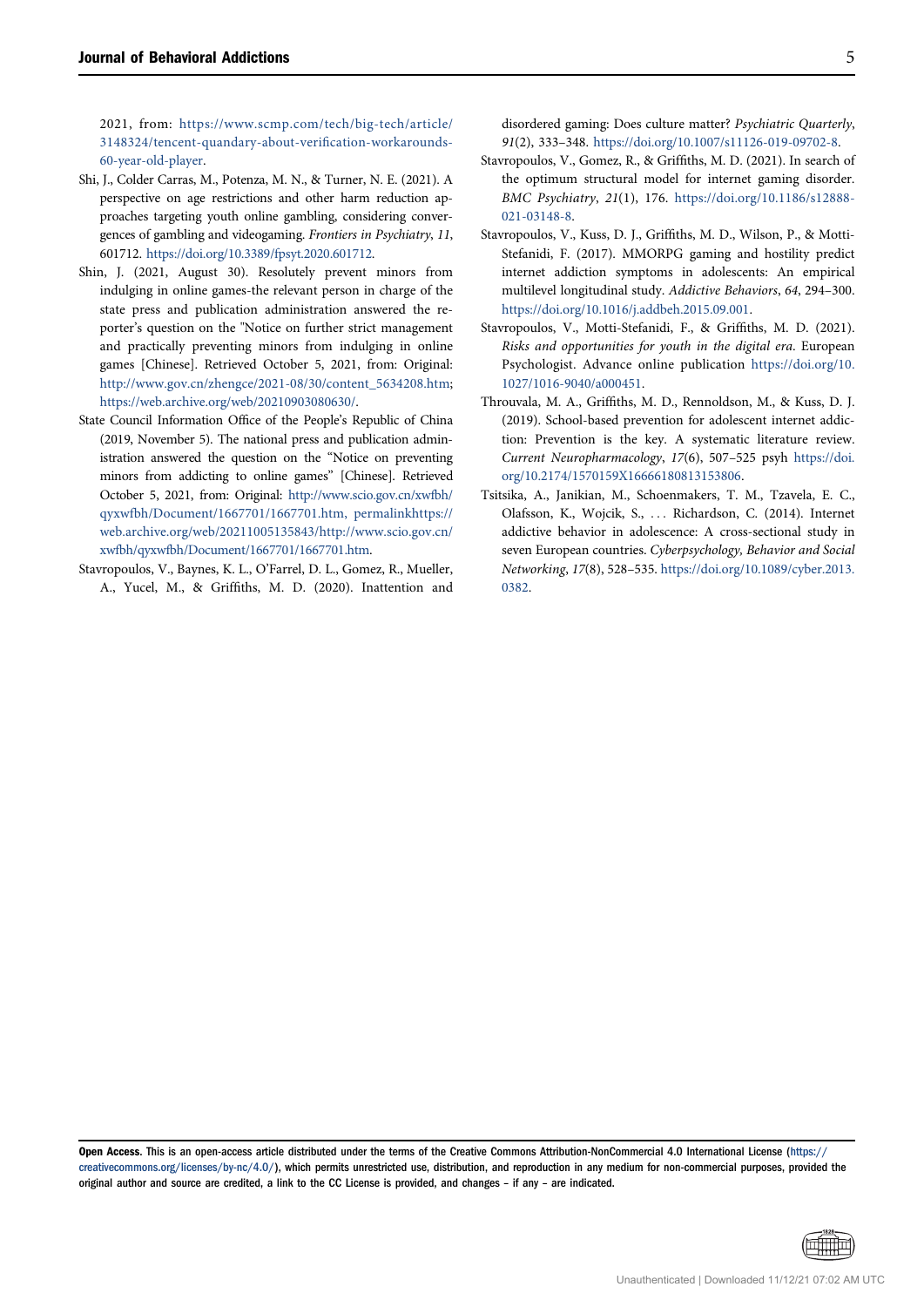2021, from: https://www.scmp.com/tech/big-tech/article/3148324/tencent-quandary-about-verification-workarounds-60-year-old-player.

Shi, J., Colder Carras, M., Potenza, M. N., & Turner, N. E. (2021). A perspective on age restrictions and other harm reduction approaches targeting youth online gambling, considering convergences of gambling and videogaming. *Frontiers in Psychiatry*, *11*, 601712. https://doi.org/10.3389/fpsyt.2020.601712.

Shin, J. (2021, August 30). Resolutely prevent minors from indulging in online games-the relevant person in charge of the state press and publication administration answered the reporter's question on the "Notice on further strict management and practically preventing minors from indulging in online games [Chinese]. Retrieved October 5, 2021, from: Original: http://www.gov.cn/zhengce/2021-08/30/content_5634208.htm; https://web.archive.org/web/20210903080630/.

State Council Information Office of the People's Republic of China (2019, November 5). The national press and publication administration answered the question on the "Notice on preventing minors from addicting to online games" [Chinese]. Retrieved October 5, 2021, from: Original: http://www.scio.gov.cn/xwfbh/qyxwfbh/Document/1667701/1667701.htm, permalinkhttps://web.archive.org/web/20211005135843/http://www.scio.gov.cn/xwfbh/qyxwfbh/Document/1667701/1667701.htm.

Stavropoulos, V., Baynes, K. L., O'Farrel, D. L., Gomez, R., Mueller, A., Yucel, M., & Griffiths, M. D. (2020). Inattention and disordered gaming: Does culture matter? *Psychiatric Quarterly*, *91*(2), 333–348. https://doi.org/10.1007/s11126-019-09702-8.

Stavropoulos, V., Gomez, R., & Griffiths, M. D. (2021). In search of the optimum structural model for internet gaming disorder. *BMC Psychiatry*, *21*(1), 176. https://doi.org/10.1186/s12888-021-03148-8.

Stavropoulos, V., Kuss, D. J., Griffiths, M. D., Wilson, P., & Motti-Stefanidi, F. (2017). MMORPG gaming and hostility predict internet addiction symptoms in adolescents: An empirical multilevel longitudinal study. *Addictive Behaviors*, *64*, 294–300. https://doi.org/10.1016/j.addbeh.2015.09.001.

Stavropoulos, V., Motti-Stefanidi, F., & Griffiths, M. D. (2021). *Risks and opportunities for youth in the digital era*. European Psychologist. Advance online publication https://doi.org/10.1027/1016-9040/a000451.

Throuvala, M. A., Griffiths, M. D., Rennoldson, M., & Kuss, D. J. (2019). School-based prevention for adolescent internet addiction: Prevention is the key. A systematic literature review. *Current Neuropharmacology*, *17*(6), 507–525 psyh https://doi.org/10.2174/1570159X16666180813153806.

Tsitsika, A., Janikian, M., Schoenmakers, T. M., Tzavela, E. C., Olafsson, K., Wojcik, S., . . . Richardson, C. (2014). Internet addictive behavior in adolescence: A cross-sectional study in seven European countries. *Cyberpsychology, Behavior and Social Networking*, *17*(8), 528–535. https://doi.org/10.1089/cyber.2013.0382.

**Open Access.** This is an open-access article distributed under the terms of the Creative Commons Attribution-NonCommercial 4.0 International License (https://creativecommons.org/licenses/by-nc/4.0/), which permits unrestricted use, distribution, and reproduction in any medium for non-commercial purposes, provided the original author and source are credited, a link to the CC License is provided, and changes – if any – are indicated.